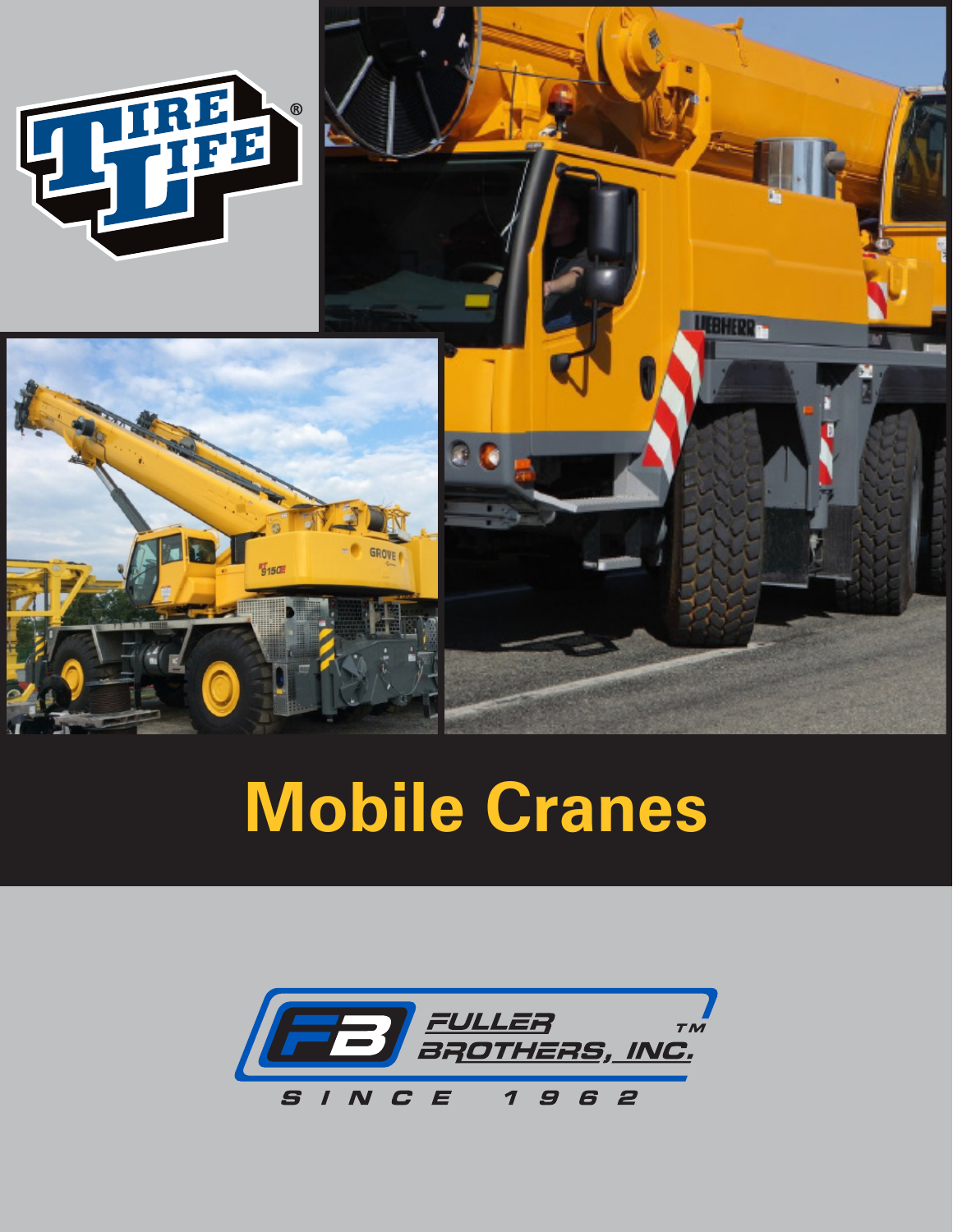# Mobile Cranes

FULLER BROTHERS, INC.™

SINCE 1962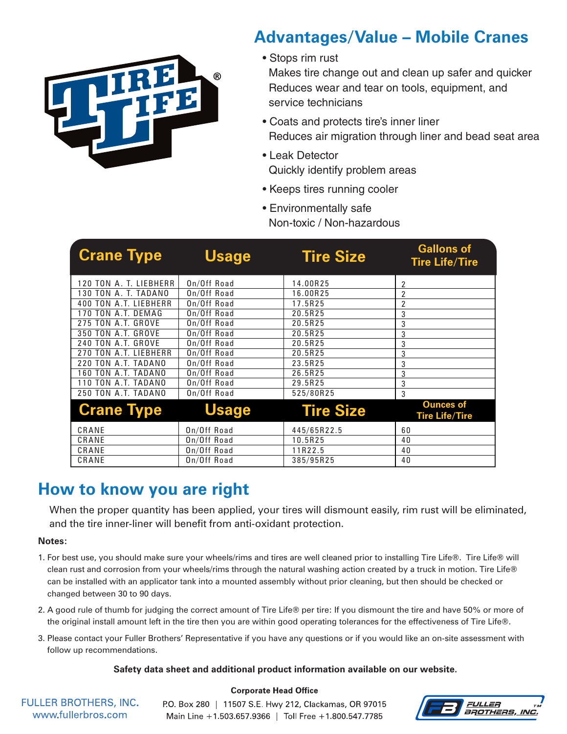## Advantages/Value – Mobile Cranes

- Stops rim rust
  Makes tire change out and clean up safer and quicker
  Reduces wear and tear on tools, equipment, and service technicians
- Coats and protects tire's inner liner
  Reduces air migration through liner and bead seat area
- Leak Detector
  Quickly identify problem areas
- Keeps tires running cooler
- Environmentally safe
  Non-toxic / Non-hazardous

| Crane Type | Usage | Tire Size | Gallons of Tire Life/Tire |
|---|---|---|---|
| 120 TON A. T. LIEBHERR | On/Off Road | 14.00R25 | 2 |
| 130 TON A. T. TADANO | On/Off Road | 16.00R25 | 2 |
| 400 TON A.T. LIEBHERR | On/Off Road | 17.5R25 | 2 |
| 170 TON A.T. DEMAG | On/Off Road | 20.5R25 | 3 |
| 275 TON A.T. GROVE | On/Off Road | 20.5R25 | 3 |
| 350 TON A.T. GROVE | On/Off Road | 20.5R25 | 3 |
| 240 TON A.T. GROVE | On/Off Road | 20.5R25 | 3 |
| 270 TON A.T. LIEBHERR | On/Off Road | 20.5R25 | 3 |
| 220 TON A.T. TADANO | On/Off Road | 23.5R25 | 3 |
| 160 TON A.T. TADANO | On/Off Road | 26.5R25 | 3 |
| 110 TON A.T. TADANO | On/Off Road | 29.5R25 | 3 |
| 250 TON A.T. TADANO | On/Off Road | 525/80R25 | 3 |
| **Crane Type** | **Usage** | **Tire Size** | **Ounces of Tire Life/Tire** |
| CRANE | On/Off Road | 445/65R22.5 | 60 |
| CRANE | On/Off Road | 10.5R25 | 40 |
| CRANE | On/Off Road | 11R22.5 | 40 |
| CRANE | On/Off Road | 385/95R25 | 40 |

## How to know you are right

When the proper quantity has been applied, your tires will dismount easily, rim rust will be eliminated, and the tire inner-liner will benefit from anti-oxidant protection.

**Notes:**

1. For best use, you should make sure your wheels/rims and tires are well cleaned prior to installing Tire Life®. Tire Life® will clean rust and corrosion from your wheels/rims through the natural washing action created by a truck in motion. Tire Life® can be installed with an applicator tank into a mounted assembly without prior cleaning, but then should be checked or changed between 30 to 90 days.
2. A good rule of thumb for judging the correct amount of Tire Life® per tire: If you dismount the tire and have 50% or more of the original install amount left in the tire then you are within good operating tolerances for the effectiveness of Tire Life®.
3. Please contact your Fuller Brothers' Representative if you have any questions or if you would like an on-site assessment with follow up recommendations.

**Safety data sheet and additional product information available on our website.**

FULLER BROTHERS, INC.
www.fullerbros.com

**Corporate Head Office**
P.O. Box 280 | 11507 S.E. Hwy 212, Clackamas, OR 97015
Main Line +1.503.657.9366 | Toll Free +1.800.547.7785